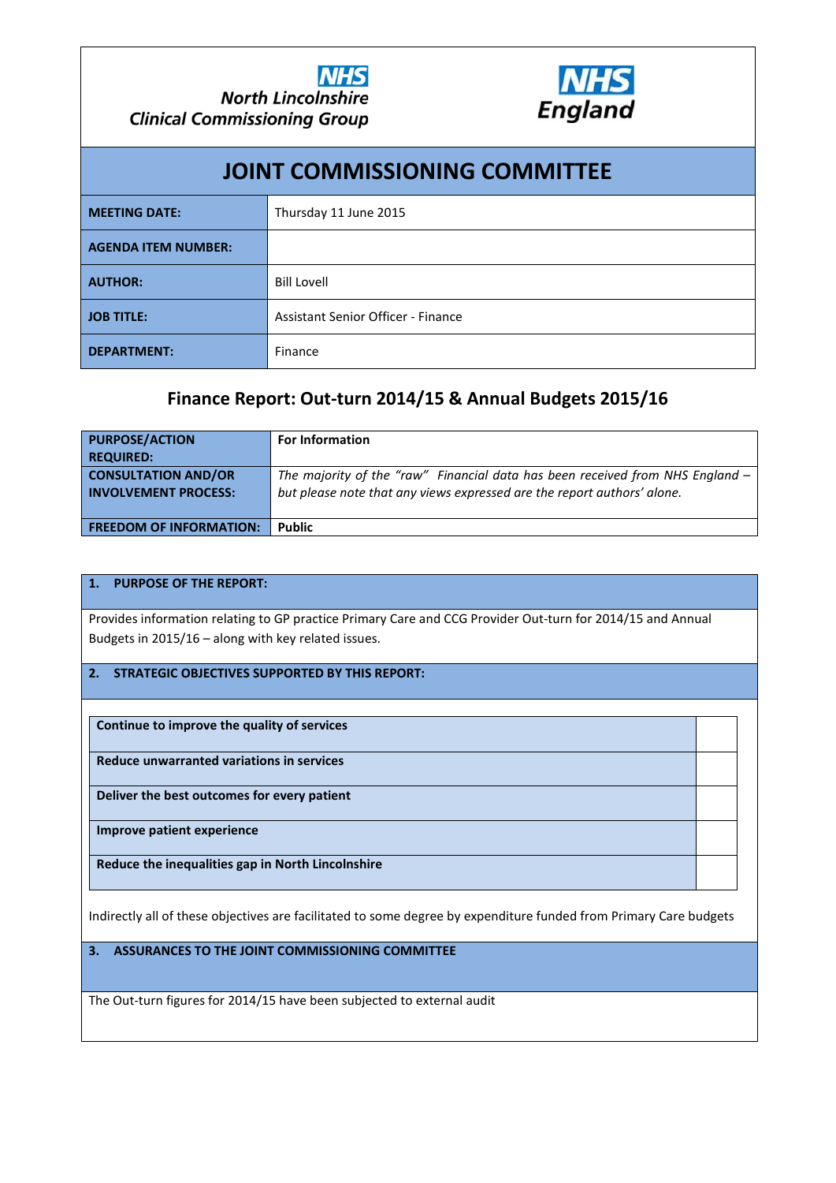NHS
North Lincolnshire
Clinical Commissioning Group

NHS
England

# JOINT COMMISSIONING COMMITTEE

| | |
|---|---|
| **MEETING DATE:** | Thursday 11 June 2015 |
| **AGENDA ITEM NUMBER:** | |
| **AUTHOR:** | Bill Lovell |
| **JOB TITLE:** | Assistant Senior Officer - Finance |
| **DEPARTMENT:** | Finance |

## Finance Report: Out-turn 2014/15 & Annual Budgets 2015/16

| | |
|---|---|
| **PURPOSE/ACTION REQUIRED:** | **For Information** |
| **CONSULTATION AND/OR INVOLVEMENT PROCESS:** | *The majority of the "raw" Financial data has been received from NHS England – but please note that any views expressed are the report authors' alone.* |
| **FREEDOM OF INFORMATION:** | **Public** |

### 1. PURPOSE OF THE REPORT:

Provides information relating to GP practice Primary Care and CCG Provider Out-turn for 2014/15 and Annual Budgets in 2015/16 – along with key related issues.

### 2. STRATEGIC OBJECTIVES SUPPORTED BY THIS REPORT:

| | |
|---|---|
| **Continue to improve the quality of services** | |
| **Reduce unwarranted variations in services** | |
| **Deliver the best outcomes for every patient** | |
| **Improve patient experience** | |
| **Reduce the inequalities gap in North Lincolnshire** | |

Indirectly all of these objectives are facilitated to some degree by expenditure funded from Primary Care budgets

### 3. ASSURANCES TO THE JOINT COMMISSIONING COMMITTEE

The Out-turn figures for 2014/15 have been subjected to external audit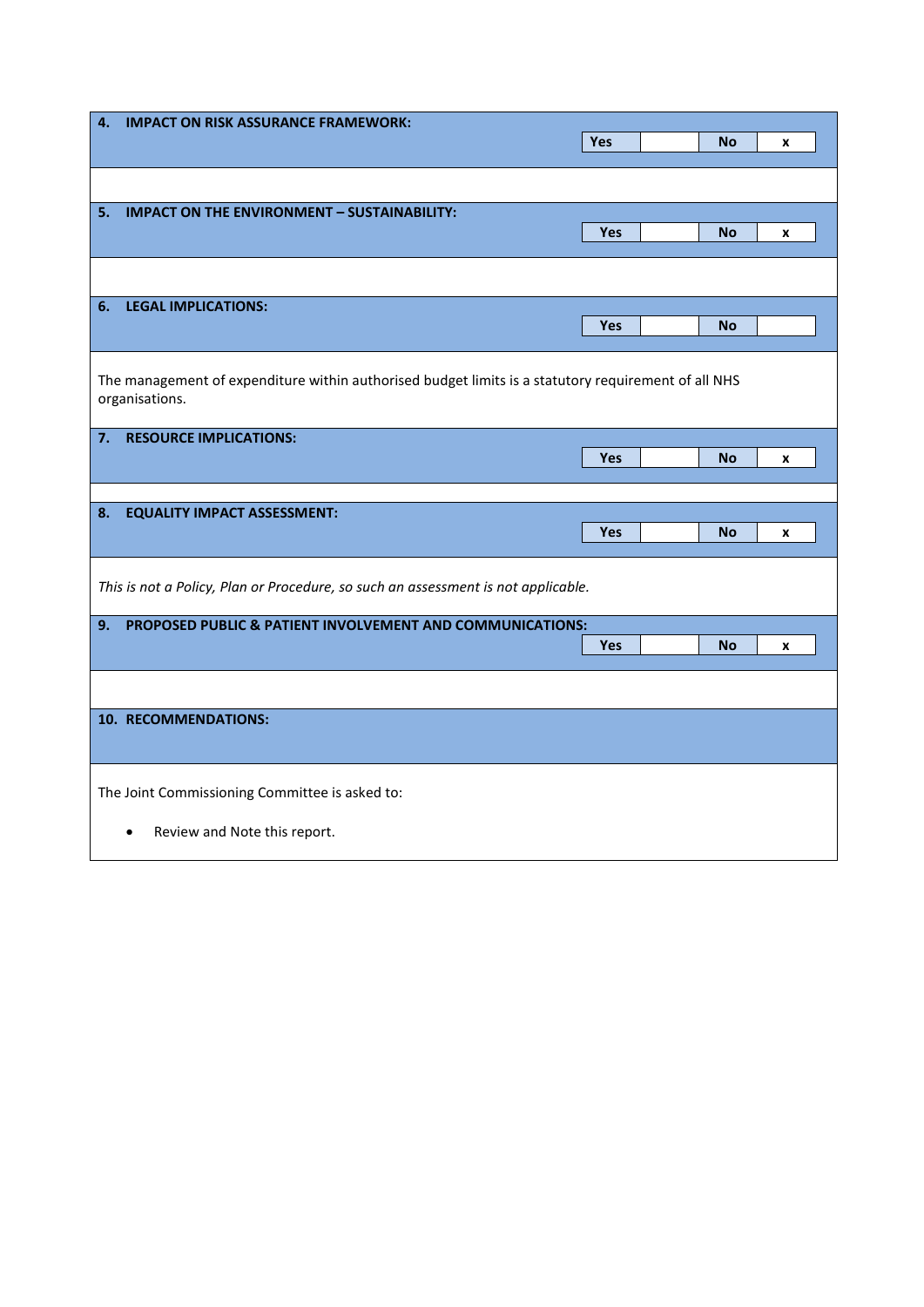### 4. IMPACT ON RISK ASSURANCE FRAMEWORK:

| Yes | | No | x |
|---|---|---|---|

### 5. IMPACT ON THE ENVIRONMENT – SUSTAINABILITY:

| Yes | | No | x |
|---|---|---|---|

### 6. LEGAL IMPLICATIONS:

| Yes | | No | |
|---|---|---|---|

The management of expenditure within authorised budget limits is a statutory requirement of all NHS organisations.

### 7. RESOURCE IMPLICATIONS:

| Yes | | No | x |
|---|---|---|---|

### 8. EQUALITY IMPACT ASSESSMENT:

| Yes | | No | x |
|---|---|---|---|

*This is not a Policy, Plan or Procedure, so such an assessment is not applicable.*

### 9. PROPOSED PUBLIC & PATIENT INVOLVEMENT AND COMMUNICATIONS:

| Yes | | No | x |
|---|---|---|---|

### 10. RECOMMENDATIONS:

The Joint Commissioning Committee is asked to:

- Review and Note this report.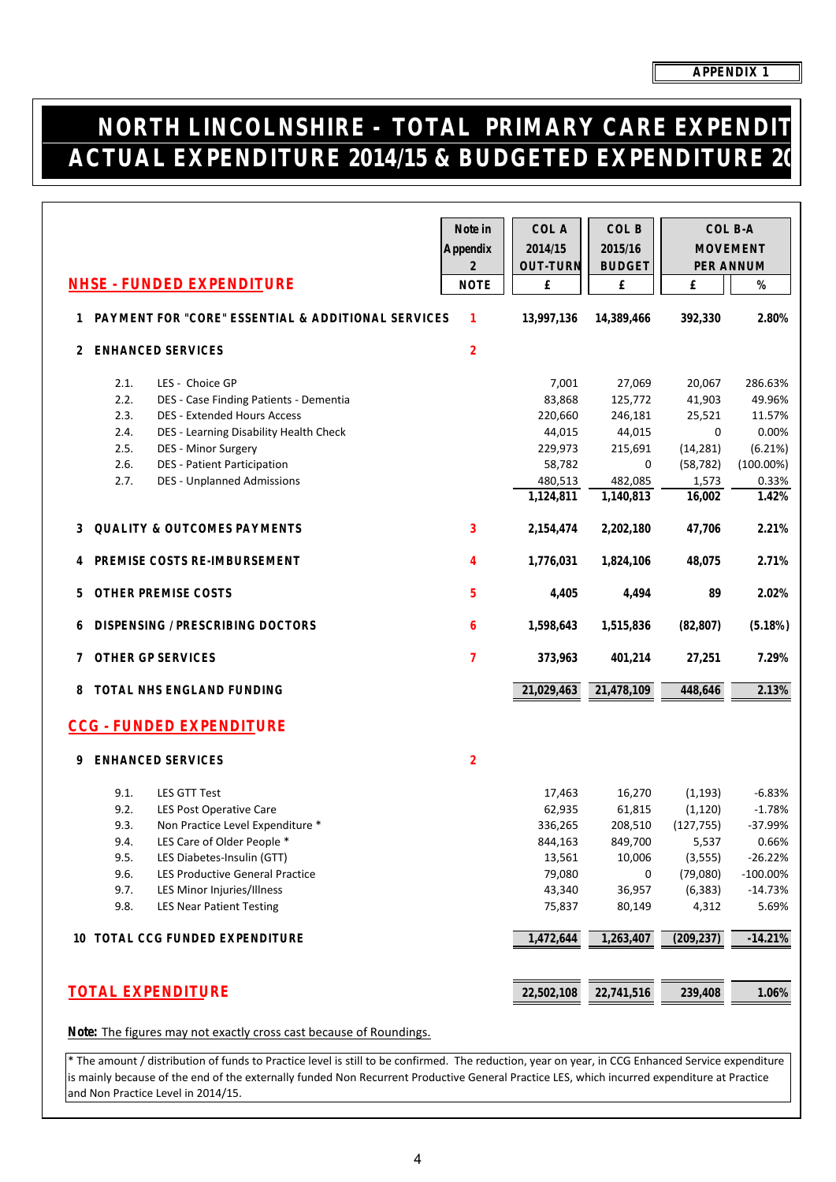APPENDIX 1

# NORTH LINCOLNSHIRE - TOTAL PRIMARY CARE EXPENDIT
# ACTUAL EXPENDITURE 2014/15 & BUDGETED EXPENDITURE 20

| | | Note in Appendix 2 | COL A 2014/15 OUT-TURN | COL B 2015/16 BUDGET | COL B-A MOVEMENT PER ANNUM | |
|---|---|---|---|---|---|---|
| **NHSE - FUNDED EXPENDITURE** | | **NOTE** | **£** | **£** | **£** | **%** |
| **1** | **PAYMENT FOR "CORE" ESSENTIAL & ADDITIONAL SERVICES** | 1 | 13,997,136 | 14,389,466 | 392,330 | 2.80% |
| **2** | **ENHANCED SERVICES** | 2 | | | | |
| 2.1. | LES - Choice GP | | 7,001 | 27,069 | 20,067 | 286.63% |
| 2.2. | DES - Case Finding Patients - Dementia | | 83,868 | 125,772 | 41,903 | 49.96% |
| 2.3. | DES - Extended Hours Access | | 220,660 | 246,181 | 25,521 | 11.57% |
| 2.4. | DES - Learning Disability Health Check | | 44,015 | 44,015 | 0 | 0.00% |
| 2.5. | DES - Minor Surgery | | 229,973 | 215,691 | (14,281) | (6.21%) |
| 2.6. | DES - Patient Participation | | 58,782 | 0 | (58,782) | (100.00%) |
| 2.7. | DES - Unplanned Admissions | | 480,513 | 482,085 | 1,573 | 0.33% |
| | | | 1,124,811 | 1,140,813 | 16,002 | 1.42% |
| **3** | **QUALITY & OUTCOMES PAYMENTS** | 3 | 2,154,474 | 2,202,180 | 47,706 | 2.21% |
| **4** | **PREMISE COSTS RE-IMBURSEMENT** | 4 | 1,776,031 | 1,824,106 | 48,075 | 2.71% |
| **5** | **OTHER PREMISE COSTS** | 5 | 4,405 | 4,494 | 89 | 2.02% |
| **6** | **DISPENSING / PRESCRIBING DOCTORS** | 6 | 1,598,643 | 1,515,836 | (82,807) | (5.18%) |
| **7** | **OTHER GP SERVICES** | 7 | 373,963 | 401,214 | 27,251 | 7.29% |
| **8** | **TOTAL NHS ENGLAND FUNDING** | | 21,029,463 | 21,478,109 | 448,646 | 2.13% |
| **CCG - FUNDED EXPENDITURE** | | | | | | |
| **9** | **ENHANCED SERVICES** | 2 | | | | |
| 9.1. | LES GTT Test | | 17,463 | 16,270 | (1,193) | -6.83% |
| 9.2. | LES Post Operative Care | | 62,935 | 61,815 | (1,120) | -1.78% |
| 9.3. | Non Practice Level Expenditure * | | 336,265 | 208,510 | (127,755) | -37.99% |
| 9.4. | LES Care of Older People * | | 844,163 | 849,700 | 5,537 | 0.66% |
| 9.5. | LES Diabetes-Insulin (GTT) | | 13,561 | 10,006 | (3,555) | -26.22% |
| 9.6. | LES Productive General Practice | | 79,080 | 0 | (79,080) | -100.00% |
| 9.7. | LES Minor Injuries/Illness | | 43,340 | 36,957 | (6,383) | -14.73% |
| 9.8. | LES Near Patient Testing | | 75,837 | 80,149 | 4,312 | 5.69% |
| **10** | **TOTAL CCG FUNDED EXPENDITURE** | | 1,472,644 | 1,263,407 | (209,237) | -14.21% |
| **TOTAL EXPENDITURE** | | | 22,502,108 | 22,741,516 | 239,408 | 1.06% |

**Note:** The figures may not exactly cross cast because of Roundings.

* The amount / distribution of funds to Practice level is still to be confirmed. The reduction, year on year, in CCG Enhanced Service expenditure is mainly because of the end of the externally funded Non Recurrent Productive General Practice LES, which incurred expenditure at Practice and Non Practice Level in 2014/15.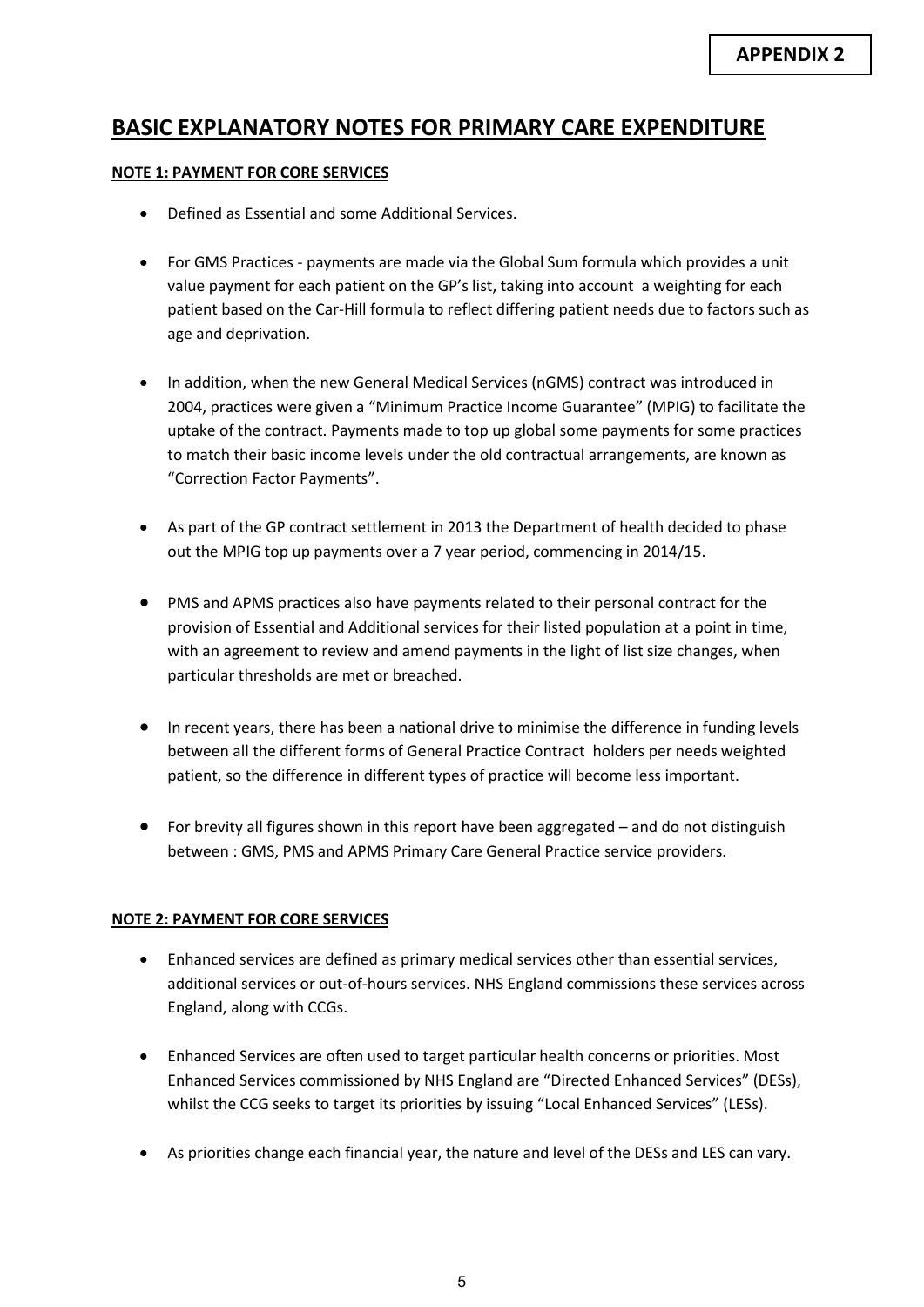APPENDIX 2

# BASIC EXPLANATORY NOTES FOR PRIMARY CARE EXPENDITURE

**NOTE 1: PAYMENT FOR CORE SERVICES**

- Defined as Essential and some Additional Services.
- For GMS Practices - payments are made via the Global Sum formula which provides a unit value payment for each patient on the GP's list, taking into account a weighting for each patient based on the Car-Hill formula to reflect differing patient needs due to factors such as age and deprivation.
- In addition, when the new General Medical Services (nGMS) contract was introduced in 2004, practices were given a "Minimum Practice Income Guarantee" (MPIG) to facilitate the uptake of the contract. Payments made to top up global some payments for some practices to match their basic income levels under the old contractual arrangements, are known as "Correction Factor Payments".
- As part of the GP contract settlement in 2013 the Department of health decided to phase out the MPIG top up payments over a 7 year period, commencing in 2014/15.
- PMS and APMS practices also have payments related to their personal contract for the provision of Essential and Additional services for their listed population at a point in time, with an agreement to review and amend payments in the light of list size changes, when particular thresholds are met or breached.
- In recent years, there has been a national drive to minimise the difference in funding levels between all the different forms of General Practice Contract holders per needs weighted patient, so the difference in different types of practice will become less important.
- For brevity all figures shown in this report have been aggregated – and do not distinguish between : GMS, PMS and APMS Primary Care General Practice service providers.

**NOTE 2: PAYMENT FOR CORE SERVICES**

- Enhanced services are defined as primary medical services other than essential services, additional services or out-of-hours services. NHS England commissions these services across England, along with CCGs.
- Enhanced Services are often used to target particular health concerns or priorities. Most Enhanced Services commissioned by NHS England are "Directed Enhanced Services" (DESs), whilst the CCG seeks to target its priorities by issuing "Local Enhanced Services" (LESs).
- As priorities change each financial year, the nature and level of the DESs and LES can vary.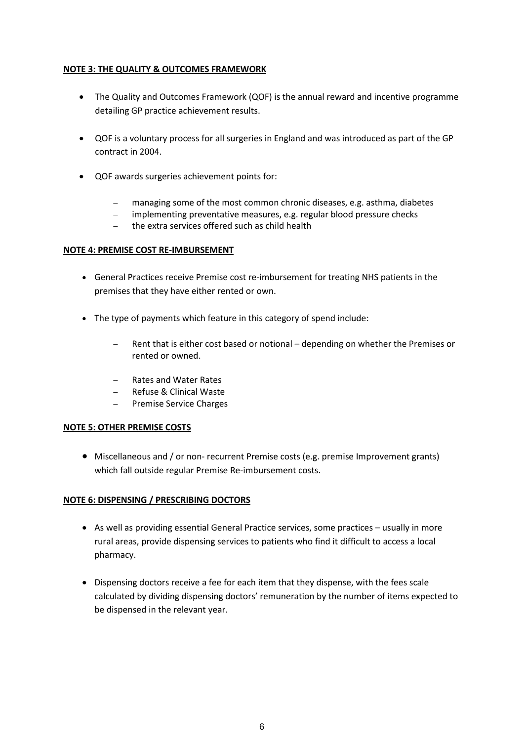**NOTE 3: THE QUALITY & OUTCOMES FRAMEWORK**

- The Quality and Outcomes Framework (QOF) is the annual reward and incentive programme detailing GP practice achievement results.
- QOF is a voluntary process for all surgeries in England and was introduced as part of the GP contract in 2004.
- QOF awards surgeries achievement points for:
  - managing some of the most common chronic diseases, e.g. asthma, diabetes
  - implementing preventative measures, e.g. regular blood pressure checks
  - the extra services offered such as child health

**NOTE 4: PREMISE COST RE-IMBURSEMENT**

- General Practices receive Premise cost re-imbursement for treating NHS patients in the premises that they have either rented or own.
- The type of payments which feature in this category of spend include:
  - Rent that is either cost based or notional – depending on whether the Premises or rented or owned.
  - Rates and Water Rates
  - Refuse & Clinical Waste
  - Premise Service Charges

**NOTE 5: OTHER PREMISE COSTS**

- Miscellaneous and / or non- recurrent Premise costs (e.g. premise Improvement grants) which fall outside regular Premise Re-imbursement costs.

**NOTE 6: DISPENSING / PRESCRIBING DOCTORS**

- As well as providing essential General Practice services, some practices – usually in more rural areas, provide dispensing services to patients who find it difficult to access a local pharmacy.
- Dispensing doctors receive a fee for each item that they dispense, with the fees scale calculated by dividing dispensing doctors' remuneration by the number of items expected to be dispensed in the relevant year.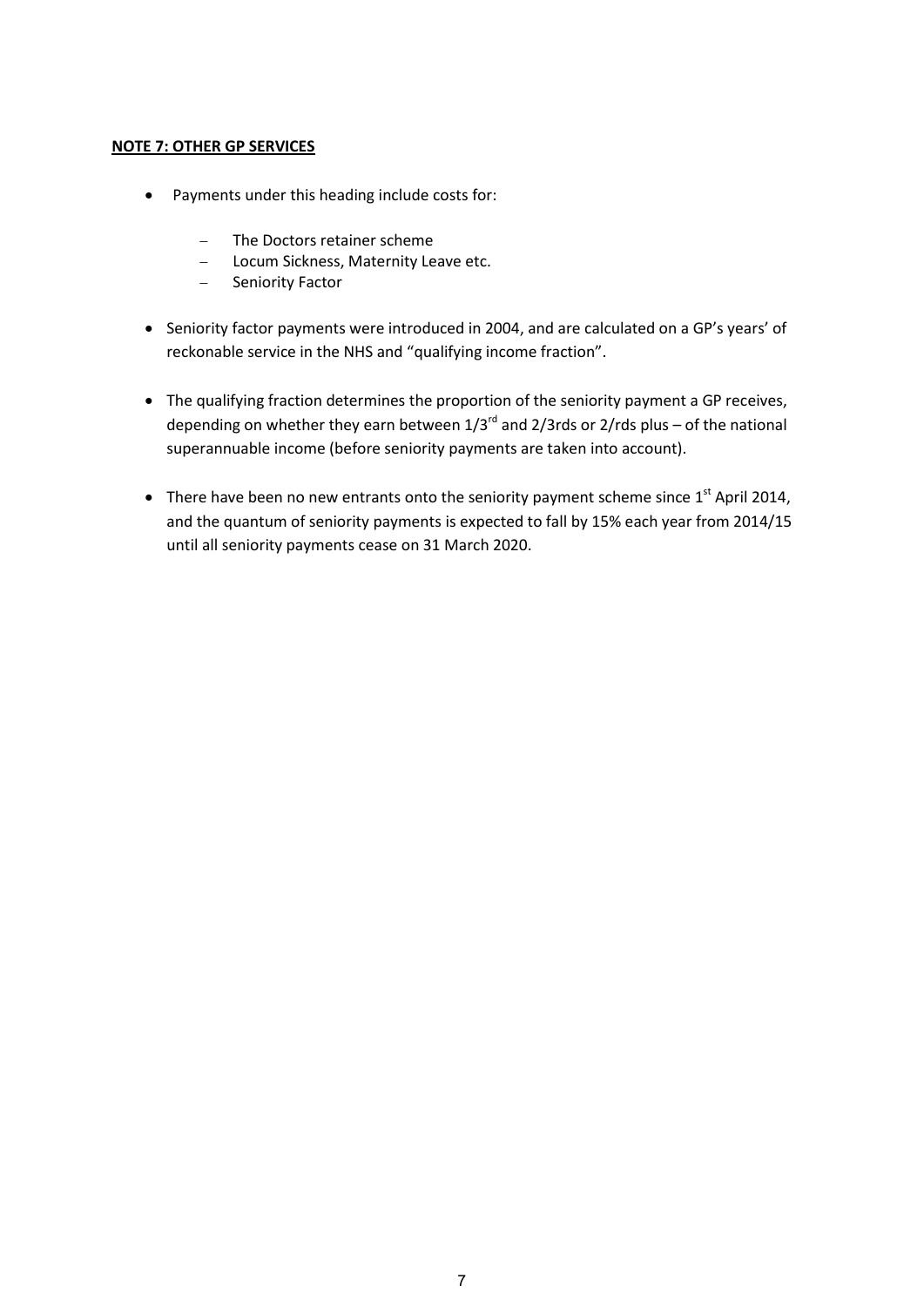**NOTE 7: OTHER GP SERVICES**

- Payments under this heading include costs for:
  - The Doctors retainer scheme
  - Locum Sickness, Maternity Leave etc.
  - Seniority Factor
- Seniority factor payments were introduced in 2004, and are calculated on a GP's years' of reckonable service in the NHS and "qualifying income fraction".
- The qualifying fraction determines the proportion of the seniority payment a GP receives, depending on whether they earn between 1/3rd and 2/3rds or 2/rds plus – of the national superannuable income (before seniority payments are taken into account).
- There have been no new entrants onto the seniority payment scheme since 1st April 2014, and the quantum of seniority payments is expected to fall by 15% each year from 2014/15 until all seniority payments cease on 31 March 2020.